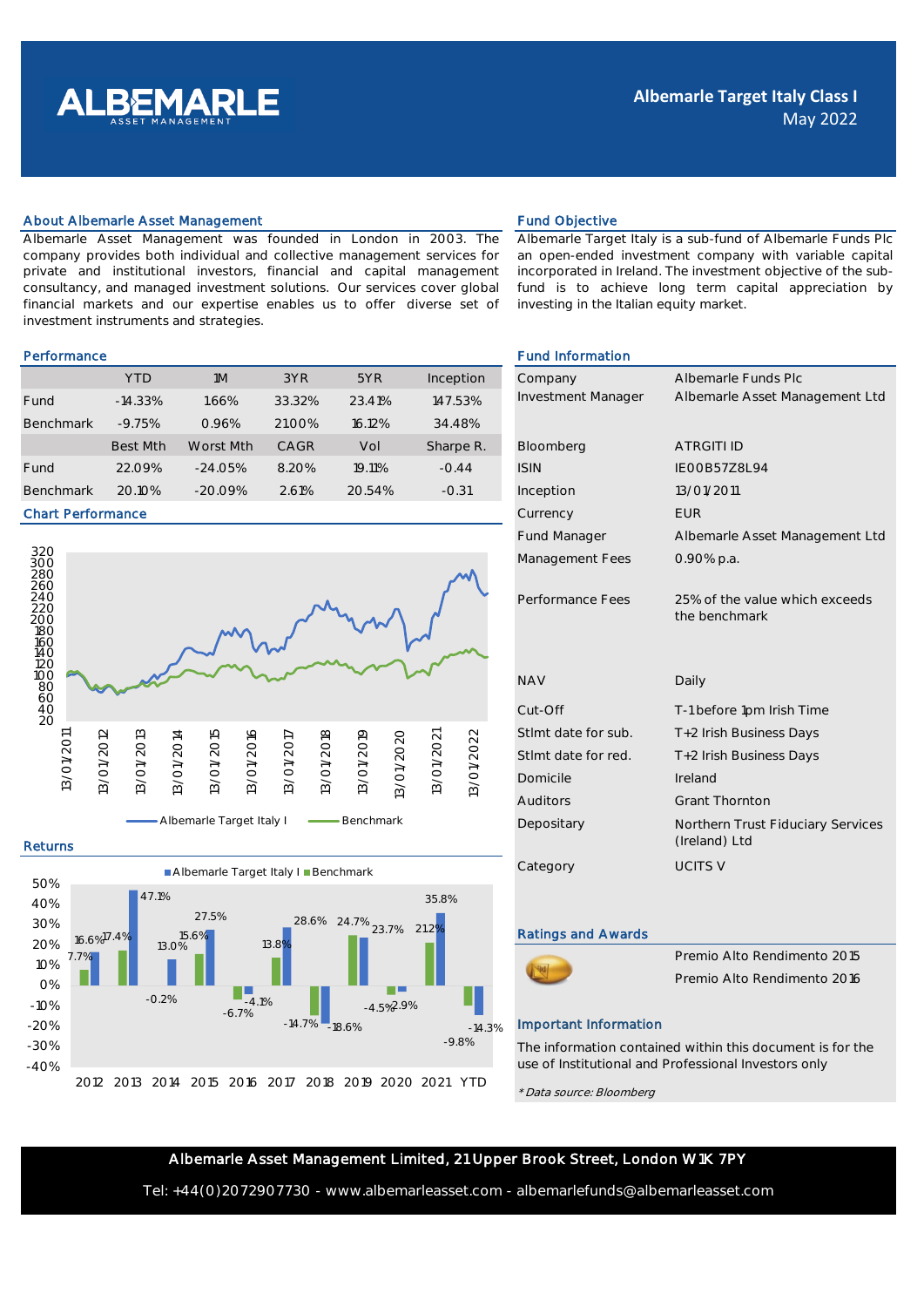# Albemarle Target Italy Class I

May 2022

## About Albemarle Asset Management

Albemarle Asset Management was founded in London in 2003. The company provides both individual and collective management services for private and institutional investors, financial and capital management consultancy, and managed investment solutions. Our services cover global financial markets and our expertise enables us to offer diverse set of investment instruments and strategies.

## Fund Objective

Albemarle Target Italy is a sub-fund of Albemarle Funds Plc an open-ended investment company with variable capital incorporated in Ireland. The investment objective of the sub-fund is to achieve long term capital appreciation by investing in the Italian equity market.

## Performance

| | YTD | 1M | 3YR | 5YR | Inception |
|---|---|---|---|---|---|
| Fund | -14.33% | 1.66% | 33.32% | 23.41% | 147.53% |
| Benchmark | -9.75% | 0.96% | 21.00% | 16.12% | 34.48% |
| | **Best Mth** | **Worst Mth** | **CAGR** | **Vol** | **Sharpe R.** |
| Fund | 22.09% | -24.05% | 8.20% | 19.11% | -0.44 |
| Benchmark | 20.10% | -20.09% | 2.61% | 20.54% | -0.31 |

## Chart Performance

Albemarle Target Italy I — Benchmark

## Returns

| | 2012 | 2013 | 2014 | 2015 | 2016 | 2017 | 2018 | 2019 | 2020 | 2021 | YTD |
|---|---|---|---|---|---|---|---|---|---|---|---|
| Albemarle Target Italy I | 16.6% | 47.1% | 13.0% | 27.5% | -4.1% | 28.6% | -18.6% | 23.7% | -2.9% | 35.8% | -14.3% |
| Benchmark | 7.7% | 17.4% | -0.2% | 15.6% | -6.7% | 13.8% | -14.7% | 24.7% | -4.5% | 21.2% | -9.8% |

## Fund Information

| | |
|---|---|
| Company | Albemarle Funds Plc |
| Investment Manager | Albemarle Asset Management Ltd |
| Bloomberg | ATRGITI ID |
| ISIN | IE00B57Z8L94 |
| Inception | 13/01/2011 |
| Currency | EUR |
| Fund Manager | Albemarle Asset Management Ltd |
| Management Fees | 0.90% p.a. |
| Performance Fees | 25% of the value which exceeds the benchmark |
| NAV | Daily |
| Cut-Off | T-1 before 1pm Irish Time |
| Stlmt date for sub. | T+2 Irish Business Days |
| Stlmt date for red. | T+2 Irish Business Days |
| Domicile | Ireland |
| Auditors | Grant Thornton |
| Depositary | Northern Trust Fiduciary Services (Ireland) Ltd |
| Category | UCITS V |

## Ratings and Awards

Premio Alto Rendimento 2015

Premio Alto Rendimento 2016

## Important Information

The information contained within this document is for the use of Institutional and Professional Investors only

*\* Data source: Bloomberg*

**Albemarle Asset Management Limited, 21 Upper Brook Street, London W1K 7PY**

Tel: +44(0)2072907730 - www.albemarleasset.com - albemarlefunds@albemarleasset.com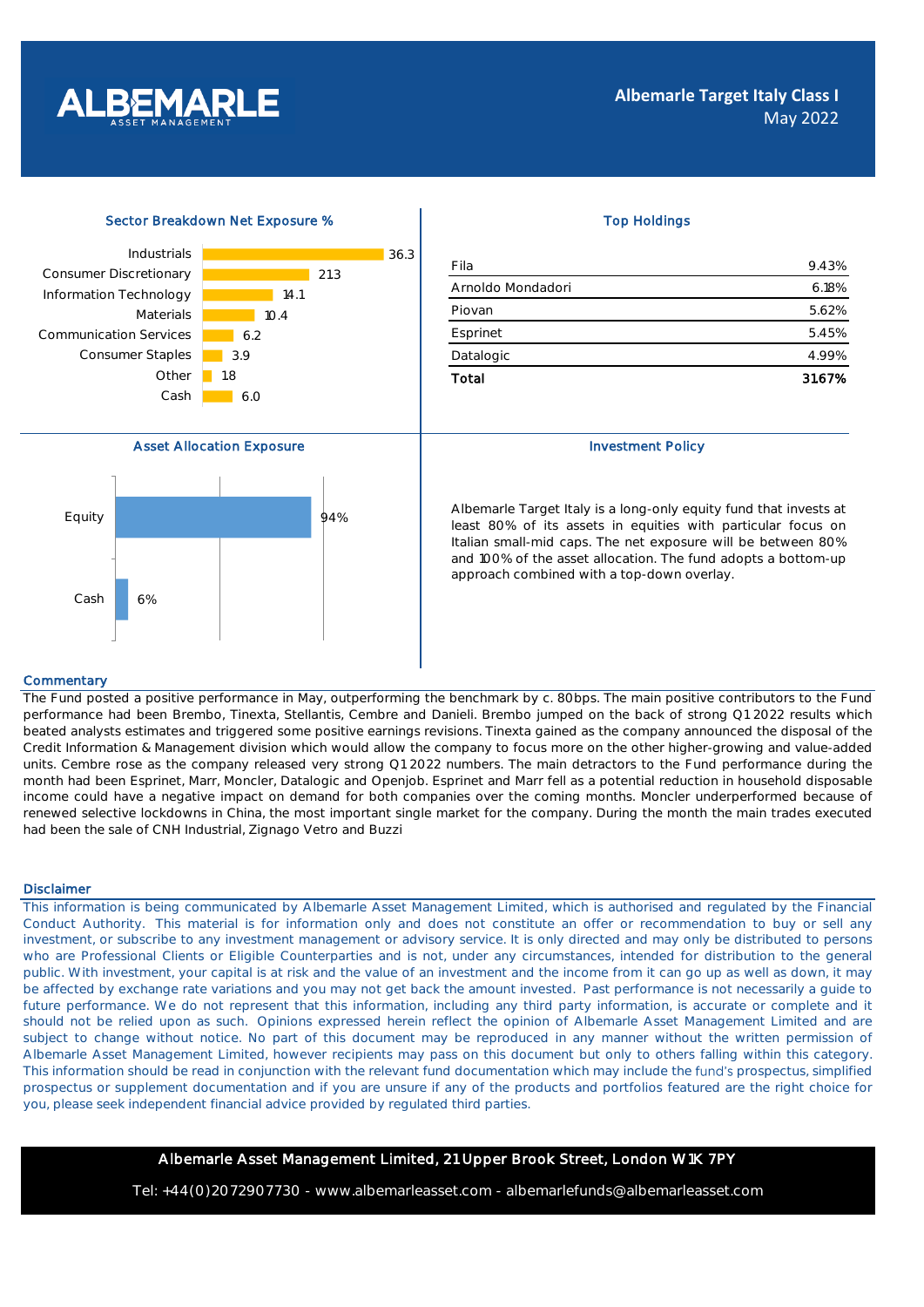# Albemarle Target Italy Class I
May 2022

## Sector Breakdown Net Exposure %

Industrials 36.3
Consumer Discretionary 21.3
Information Technology 14.1
Materials 10.4
Communication Services 6.2
Consumer Staples 3.9
Other 1.8
Cash 6.0

## Top Holdings

| | |
|---|---|
| Fila | 9.43% |
| Arnoldo Mondadori | 6.18% |
| Piovan | 5.62% |
| Esprinet | 5.45% |
| Datalogic | 4.99% |
| **Total** | **31.67%** |

## Asset Allocation Exposure

Equity 94%
Cash 6%

## Investment Policy

Albemarle Target Italy is a long-only equity fund that invests at least 80% of its assets in equities with particular focus on Italian small-mid caps. The net exposure will be between 80% and 100% of the asset allocation. The fund adopts a bottom-up approach combined with a top-down overlay.

## Commentary

The Fund posted a positive performance in May, outperforming the benchmark by c. 80bps. The main positive contributors to the Fund performance had been Brembo, Tinexta, Stellantis, Cembre and Danieli. Brembo jumped on the back of strong Q1 2022 results which beated analysts estimates and triggered some positive earnings revisions. Tinexta gained as the company announced the disposal of the Credit Information & Management division which would allow the company to focus more on the other higher-growing and value-added units. Cembre rose as the company released very strong Q1 2022 numbers. The main detractors to the Fund performance during the month had been Esprinet, Marr, Moncler, Datalogic and Openjob. Esprinet and Marr fell as a potential reduction in household disposable income could have a negative impact on demand for both companies over the coming months. Moncler underperformed because of renewed selective lockdowns in China, the most important single market for the company. During the month the main trades executed had been the sale of CNH Industrial, Zignago Vetro and Buzzi

## Disclaimer

This information is being communicated by Albemarle Asset Management Limited, which is authorised and regulated by the Financial Conduct Authority. This material is for information only and does not constitute an offer or recommendation to buy or sell any investment, or subscribe to any investment management or advisory service. It is only directed and may only be distributed to persons who are Professional Clients or Eligible Counterparties and is not, under any circumstances, intended for distribution to the general public. With investment, your capital is at risk and the value of an investment and the income from it can go up as well as down, it may be affected by exchange rate variations and you may not get back the amount invested. Past performance is not necessarily a guide to future performance. We do not represent that this information, including any third party information, is accurate or complete and it should not be relied upon as such. Opinions expressed herein reflect the opinion of Albemarle Asset Management Limited and are subject to change without notice. No part of this document may be reproduced in any manner without the written permission of Albemarle Asset Management Limited, however recipients may pass on this document but only to others falling within this category. This information should be read in conjunction with the relevant fund documentation which may include the fund's prospectus, simplified prospectus or supplement documentation and if you are unsure if any of the products and portfolios featured are the right choice for you, please seek independent financial advice provided by regulated third parties.

Albemarle Asset Management Limited, 21 Upper Brook Street, London W1K 7PY

Tel: +44(0)2072907730 - www.albemarleasset.com - albemarlefunds@albemarleasset.com